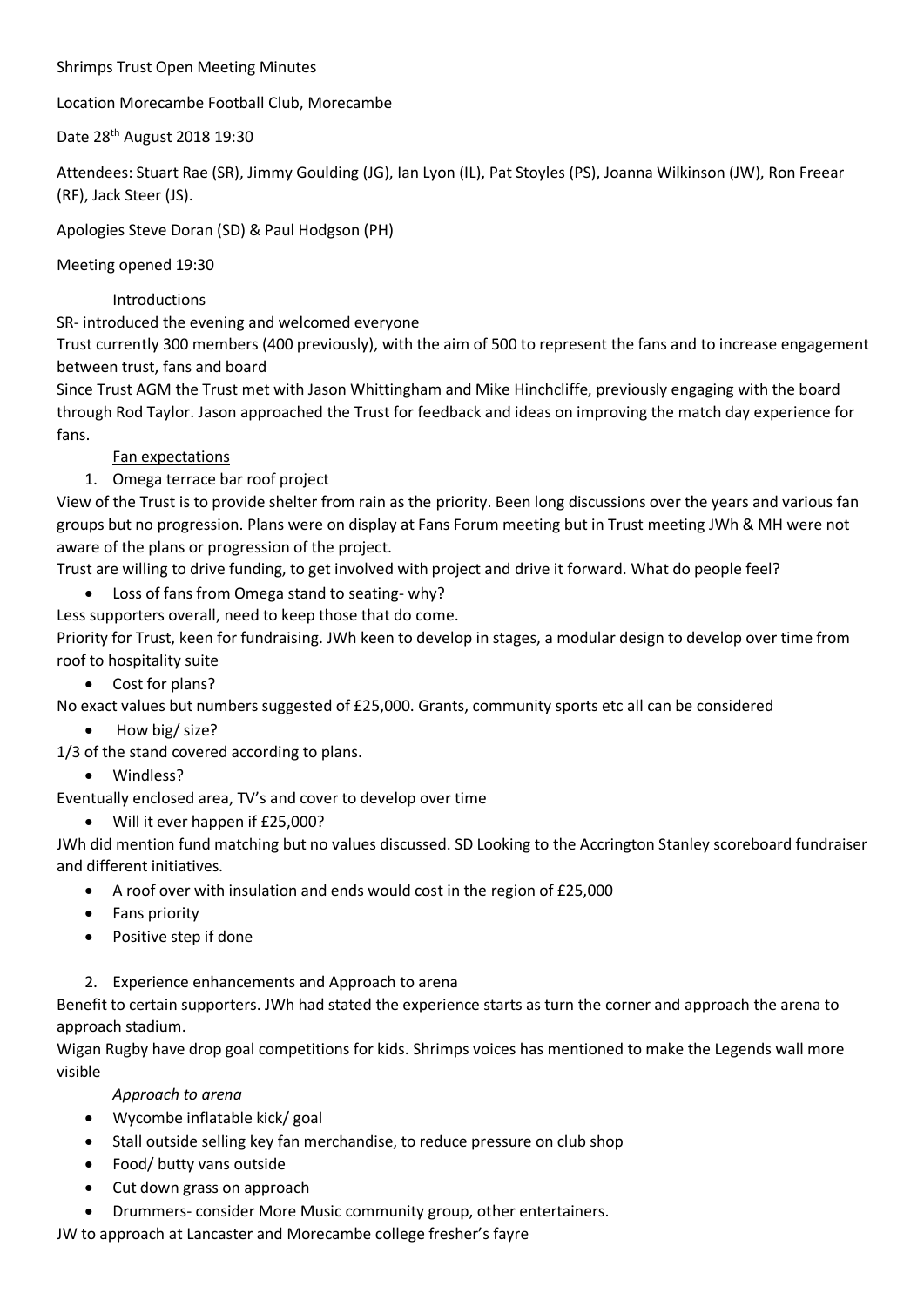Shrimps Trust Open Meeting Minutes

Location Morecambe Football Club, Morecambe

Date 28th August 2018 19:30

Attendees: Stuart Rae (SR), Jimmy Goulding (JG), Ian Lyon (IL), Pat Stoyles (PS), Joanna Wilkinson (JW), Ron Freear (RF), Jack Steer (JS).

Apologies Steve Doran (SD) & Paul Hodgson (PH)

Meeting opened 19:30

Introductions

SR- introduced the evening and welcomed everyone

Trust currently 300 members (400 previously), with the aim of 500 to represent the fans and to increase engagement between trust, fans and board

Since Trust AGM the Trust met with Jason Whittingham and Mike Hinchcliffe, previously engaging with the board through Rod Taylor. Jason approached the Trust for feedback and ideas on improving the match day experience for fans.

Fan expectations

1. Omega terrace bar roof project

View of the Trust is to provide shelter from rain as the priority. Been long discussions over the years and various fan groups but no progression. Plans were on display at Fans Forum meeting but in Trust meeting JWh & MH were not aware of the plans or progression of the project.

Trust are willing to drive funding, to get involved with project and drive it forward. What do people feel?

- Loss of fans from Omega stand to seating- why?

Less supporters overall, need to keep those that do come.

Priority for Trust, keen for fundraising. JWh keen to develop in stages, a modular design to develop over time from roof to hospitality suite

- Cost for plans?

No exact values but numbers suggested of £25,000. Grants, community sports etc all can be considered

- How big/ size?

1/3 of the stand covered according to plans.

- Windless?

Eventually enclosed area, TV's and cover to develop over time

- Will it ever happen if £25,000?

JWh did mention fund matching but no values discussed. SD Looking to the Accrington Stanley scoreboard fundraiser and different initiatives.

- A roof over with insulation and ends would cost in the region of £25,000
- Fans priority
- Positive step if done

2. Experience enhancements and Approach to arena

Benefit to certain supporters. JWh had stated the experience starts as turn the corner and approach the arena to approach stadium.

Wigan Rugby have drop goal competitions for kids. Shrimps voices has mentioned to make the Legends wall more visible

*Approach to arena*

- Wycombe inflatable kick/ goal
- Stall outside selling key fan merchandise, to reduce pressure on club shop
- Food/ butty vans outside
- Cut down grass on approach
- Drummers- consider More Music community group, other entertainers.

JW to approach at Lancaster and Morecambe college fresher's fayre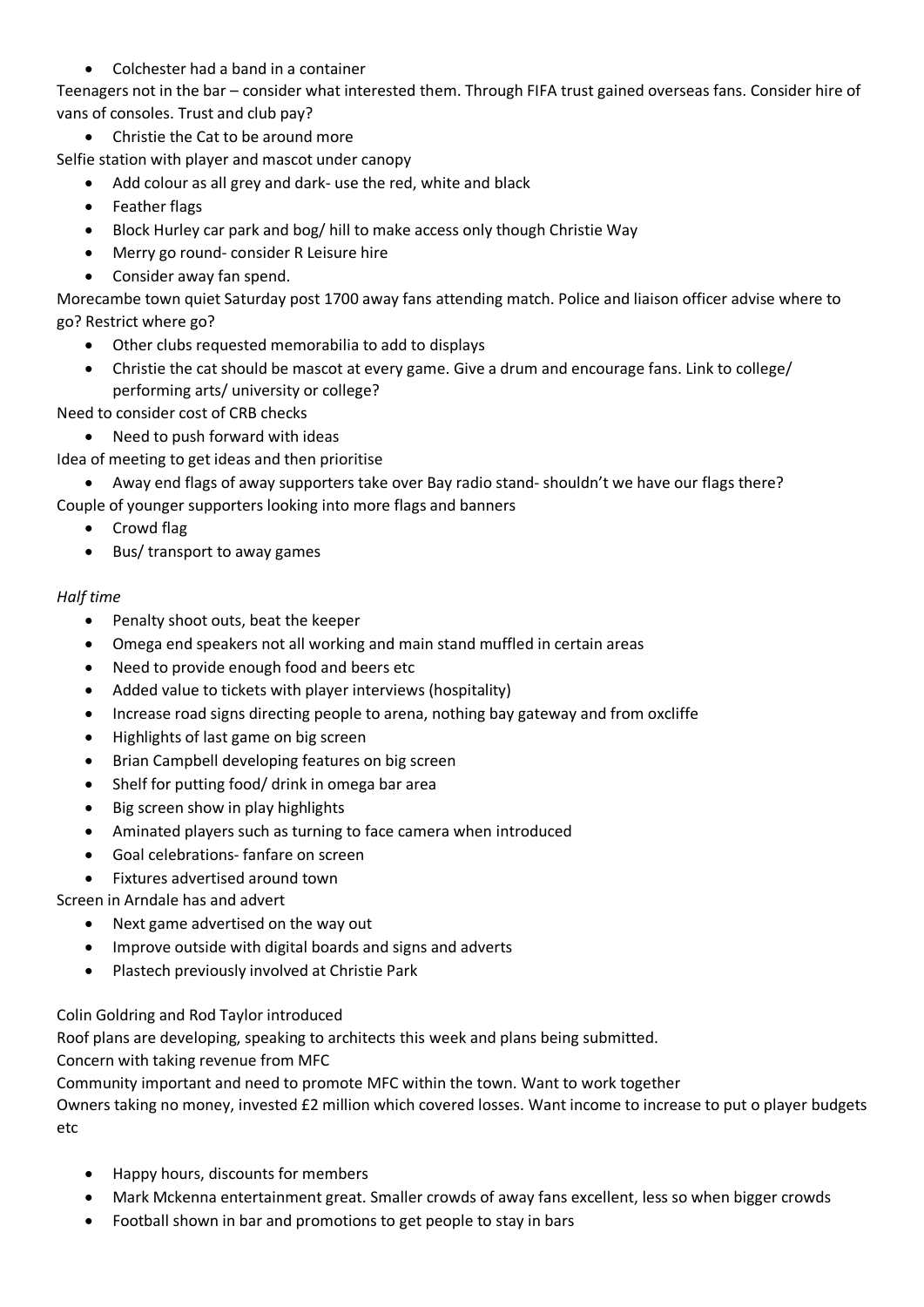- Colchester had a band in a container

Teenagers not in the bar – consider what interested them. Through FIFA trust gained overseas fans. Consider hire of vans of consoles. Trust and club pay?

- Christie the Cat to be around more

Selfie station with player and mascot under canopy

- Add colour as all grey and dark- use the red, white and black
- Feather flags
- Block Hurley car park and bog/ hill to make access only though Christie Way
- Merry go round- consider R Leisure hire
- Consider away fan spend.

Morecambe town quiet Saturday post 1700 away fans attending match. Police and liaison officer advise where to go? Restrict where go?

- Other clubs requested memorabilia to add to displays
- Christie the cat should be mascot at every game. Give a drum and encourage fans. Link to college/ performing arts/ university or college?

Need to consider cost of CRB checks

- Need to push forward with ideas

Idea of meeting to get ideas and then prioritise

- Away end flags of away supporters take over Bay radio stand- shouldn't we have our flags there?

Couple of younger supporters looking into more flags and banners

- Crowd flag
- Bus/ transport to away games

*Half time*

- Penalty shoot outs, beat the keeper
- Omega end speakers not all working and main stand muffled in certain areas
- Need to provide enough food and beers etc
- Added value to tickets with player interviews (hospitality)
- Increase road signs directing people to arena, nothing bay gateway and from oxcliffe
- Highlights of last game on big screen
- Brian Campbell developing features on big screen
- Shelf for putting food/ drink in omega bar area
- Big screen show in play highlights
- Aminated players such as turning to face camera when introduced
- Goal celebrations- fanfare on screen
- Fixtures advertised around town

Screen in Arndale has and advert

- Next game advertised on the way out
- Improve outside with digital boards and signs and adverts
- Plastech previously involved at Christie Park

Colin Goldring and Rod Taylor introduced

Roof plans are developing, speaking to architects this week and plans being submitted.

Concern with taking revenue from MFC

Community important and need to promote MFC within the town. Want to work together

Owners taking no money, invested £2 million which covered losses. Want income to increase to put o player budgets etc

- Happy hours, discounts for members
- Mark Mckenna entertainment great. Smaller crowds of away fans excellent, less so when bigger crowds
- Football shown in bar and promotions to get people to stay in bars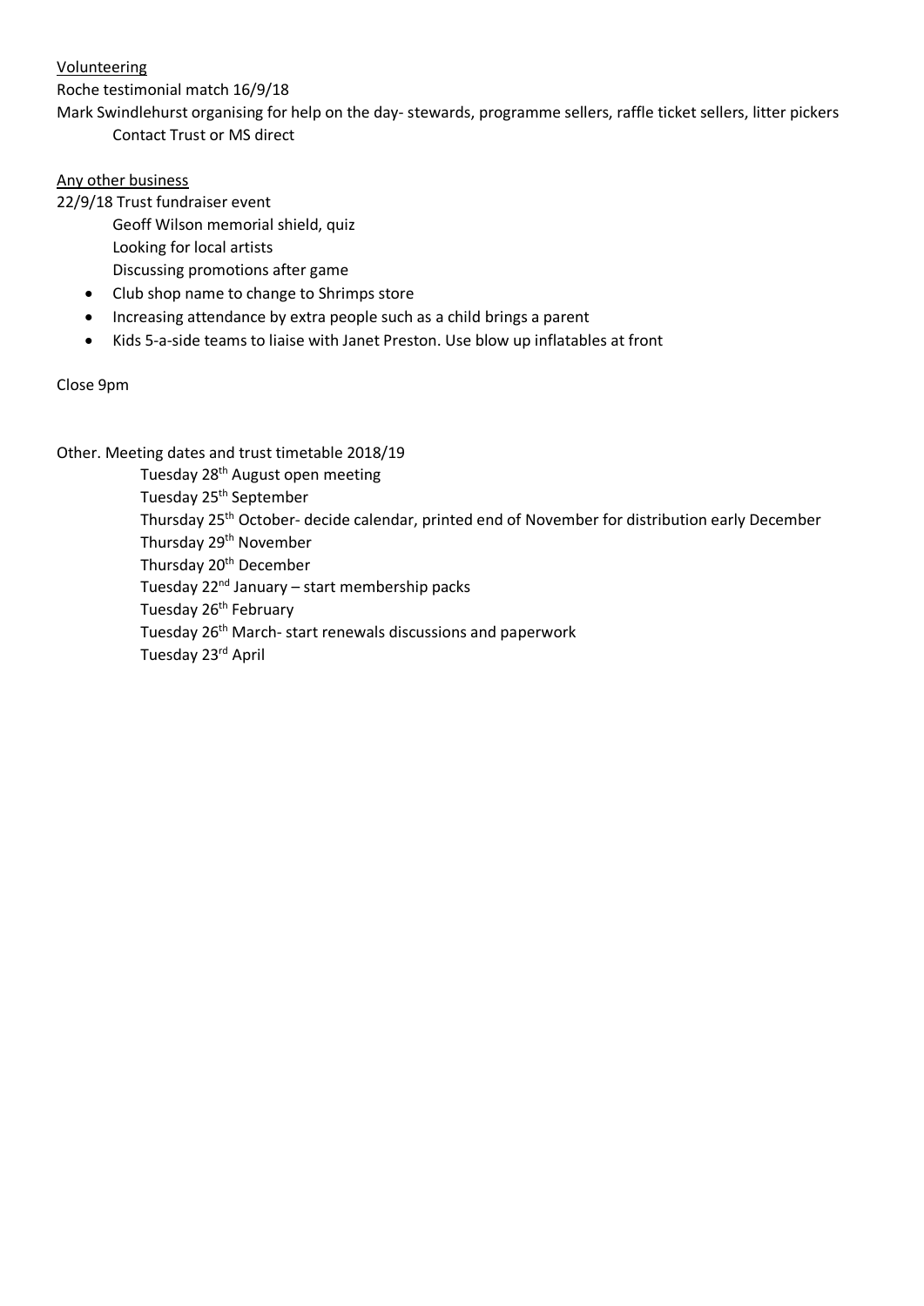Volunteering

Roche testimonial match 16/9/18

Mark Swindlehurst organising for help on the day- stewards, programme sellers, raffle ticket sellers, litter pickers

Contact Trust or MS direct

Any other business

22/9/18 Trust fundraiser event

Geoff Wilson memorial shield, quiz

Looking for local artists

Discussing promotions after game

- Club shop name to change to Shrimps store
- Increasing attendance by extra people such as a child brings a parent
- Kids 5-a-side teams to liaise with Janet Preston. Use blow up inflatables at front

Close 9pm

Other. Meeting dates and trust timetable 2018/19

Tuesday 28th August open meeting

Tuesday 25th September

Thursday 25th October- decide calendar, printed end of November for distribution early December

Thursday 29th November

Thursday 20th December

Tuesday 22nd January – start membership packs

Tuesday 26th February

Tuesday 26th March- start renewals discussions and paperwork

Tuesday 23rd April